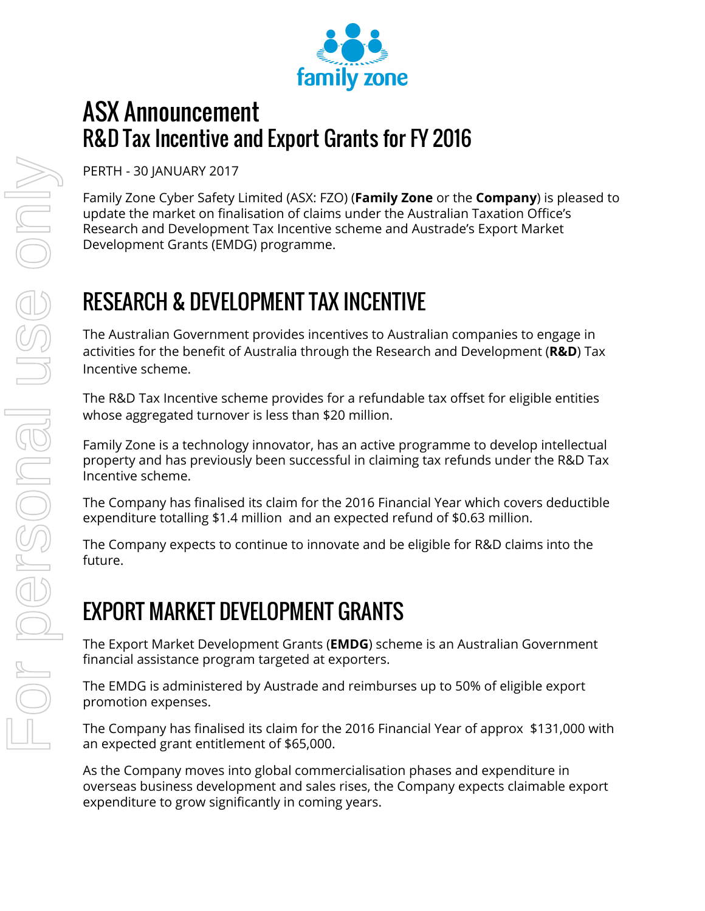# ASX Announcement
# R&D Tax Incentive and Export Grants for FY 2016

PERTH - 30 JANUARY 2017

Family Zone Cyber Safety Limited (ASX: FZO) (**Family Zone** or the **Company**) is pleased to update the market on finalisation of claims under the Australian Taxation Office's Research and Development Tax Incentive scheme and Austrade's Export Market Development Grants (EMDG) programme.

## RESEARCH & DEVELOPMENT TAX INCENTIVE

The Australian Government provides incentives to Australian companies to engage in activities for the benefit of Australia through the Research and Development (**R&D**) Tax Incentive scheme.

The R&D Tax Incentive scheme provides for a refundable tax offset for eligible entities whose aggregated turnover is less than $20 million.

Family Zone is a technology innovator, has an active programme to develop intellectual property and has previously been successful in claiming tax refunds under the R&D Tax Incentive scheme.

The Company has finalised its claim for the 2016 Financial Year which covers deductible expenditure totalling $1.4 million and an expected refund of $0.63 million.

The Company expects to continue to innovate and be eligible for R&D claims into the future.

## EXPORT MARKET DEVELOPMENT GRANTS

The Export Market Development Grants (**EMDG**) scheme is an Australian Government financial assistance program targeted at exporters.

The EMDG is administered by Austrade and reimburses up to 50% of eligible export promotion expenses.

The Company has finalised its claim for the 2016 Financial Year of approx $131,000 with an expected grant entitlement of $65,000.

As the Company moves into global commercialisation phases and expenditure in overseas business development and sales rises, the Company expects claimable export expenditure to grow significantly in coming years.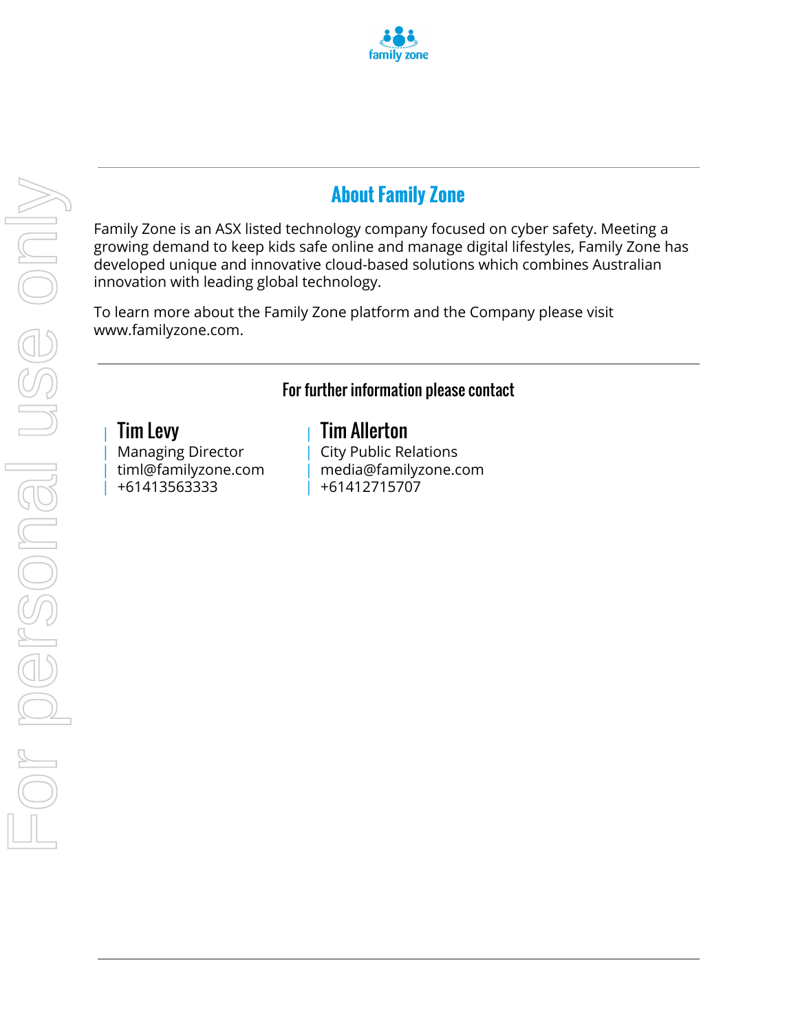## About Family Zone

Family Zone is an ASX listed technology company focused on cyber safety. Meeting a growing demand to keep kids safe online and manage digital lifestyles, Family Zone has developed unique and innovative cloud-based solutions which combines Australian innovation with leading global technology.

To learn more about the Family Zone platform and the Company please visit www.familyzone.com.

### For further information please contact

**Tim Levy**
Managing Director
timl@familyzone.com
+61413563333

**Tim Allerton**
City Public Relations
media@familyzone.com
+61412715707